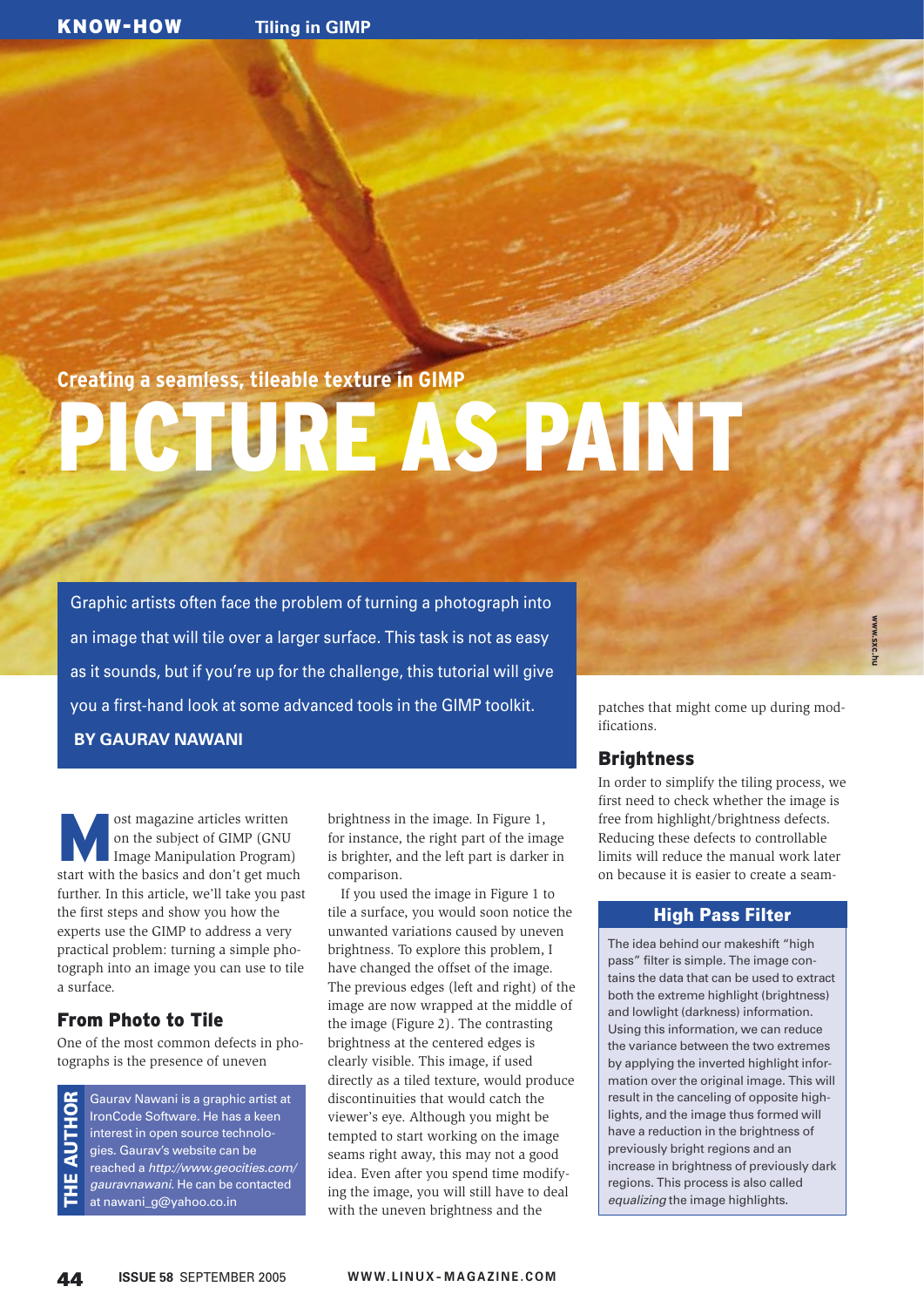## Creating a seamless, tileable texture in GIMP

# PICTURE AS PAINT

**Graphic artists often face the problem of turning a photograph into an image that will tile over a larger surface. This task is not as easy as it sounds, but if you're up for the challenge, this tutorial will give you a first-hand look at some advanced tools in the GIMP toolkit.**

**BY GAURAV NAWANI**

Most magazine articles written on the subject of GIMP (GNU Image Manipulation Program) start with the basics and don't get much further. In this article, we'll take you past the first steps and show you how the experts use the GIMP to address a very practical problem: turning a simple photograph into an image you can use to tile a surface.

## From Photo to Tile

One of the most common defects in photographs is the presence of uneven brightness in the image. In Figure 1, for instance, the right part of the image is brighter, and the left part is darker in comparison.

If you used the image in Figure 1 to tile a surface, you would soon notice the unwanted variations caused by uneven brightness. To explore this problem, I have changed the offset of the image. The previous edges (left and right) of the image are now wrapped at the middle of the image (Figure 2). The contrasting brightness at the centered edges is clearly visible. This image, if used directly as a tiled texture, would produce discontinuities that would catch the viewer's eye. Although you might be tempted to start working on the image seams right away, this may not a good idea. Even after you spend time modifying the image, you will still have to deal with the uneven brightness and the patches that might come up during modifications.

## Brightness

In order to simplify the tiling process, we first need to check whether the image is free from highlight/brightness defects. Reducing these defects to controllable limits will reduce the manual work later on because it is easier to create a seam-

> **THE AUTHOR**
>
> Gaurav Nawani is a graphic artist at IronCode Software. He has a keen interest in open source technologies. Gaurav's website can be reached a *http://www.geocities.com/gauravnawani*. He can be contacted at nawani_g@yahoo.co.in

> **High Pass Filter**
>
> The idea behind our makeshift "high pass" filter is simple. The image contains the data that can be used to extract both the extreme highlight (brightness) and lowlight (darkness) information. Using this information, we can reduce the variance between the two extremes by applying the inverted highlight information over the original image. This will result in the canceling of opposite highlights, and the image thus formed will have a reduction in the brightness of previously bright regions and an increase in brightness of previously dark regions. This process is also called *equalizing* the image highlights.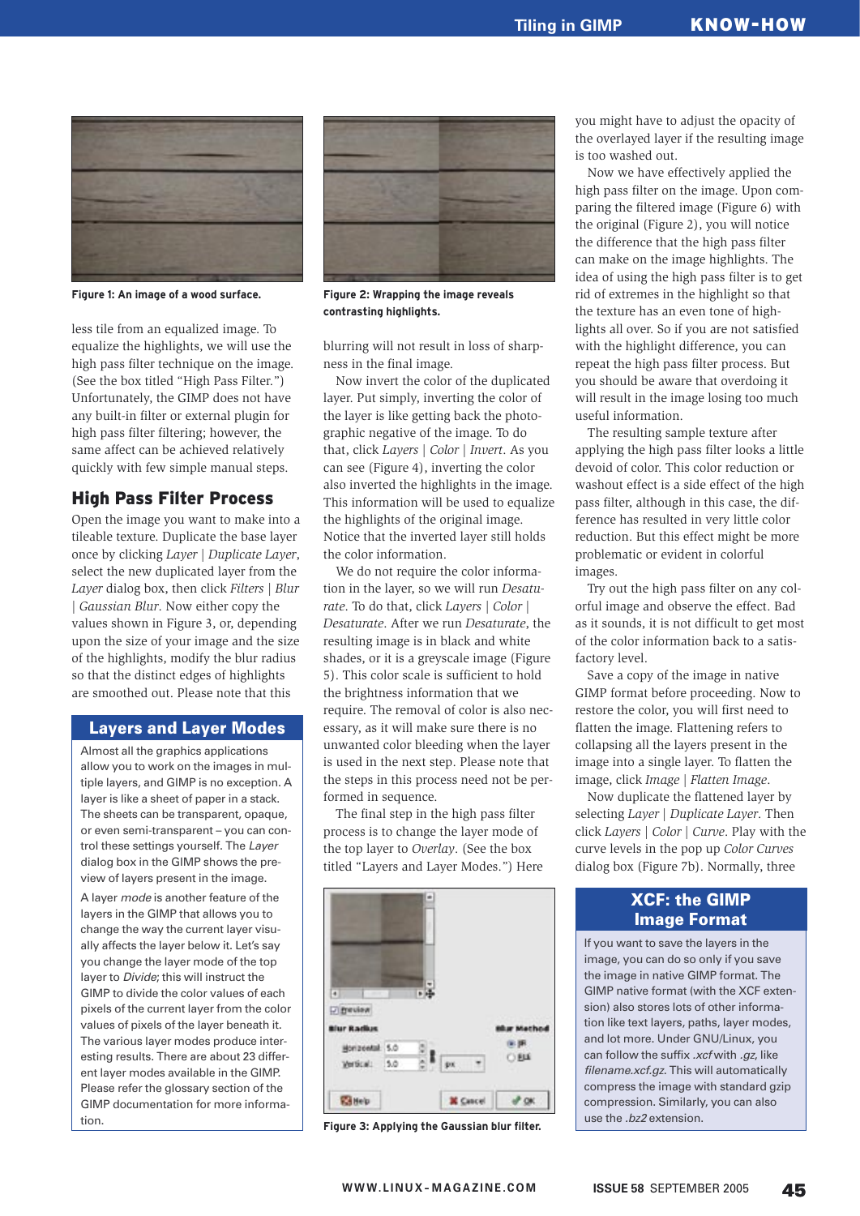Figure 1: An image of a wood surface.

Figure 2: Wrapping the image reveals contrasting highlights.

less tile from an equalized image. To equalize the highlights, we will use the high pass filter technique on the image. (See the box titled "High Pass Filter.") Unfortunately, the GIMP does not have any built-in filter or external plugin for high pass filter filtering; however, the same affect can be achieved relatively quickly with few simple manual steps.

## High Pass Filter Process

Open the image you want to make into a tileable texture. Duplicate the base layer once by clicking *Layer* | *Duplicate Layer*, select the new duplicated layer from the *Layer* dialog box, then click *Filters* | *Blur* | *Gaussian Blur*. Now either copy the values shown in Figure 3, or, depending upon the size of your image and the size of the highlights, modify the blur radius so that the distinct edges of highlights are smoothed out. Please note that this blurring will not result in loss of sharpness in the final image.

Now invert the color of the duplicated layer. Put simply, inverting the color of the layer is like getting back the photographic negative of the image. To do that, click *Layers* | *Color* | *Invert*. As you can see (Figure 4), inverting the color also inverted the highlights in the image. This information will be used to equalize the highlights of the original image. Notice that the inverted layer still holds the color information.

We do not require the color information in the layer, so we will run *Desaturate*. To do that, click *Layers* | *Color* | *Desaturate*. After we run *Desaturate*, the resulting image is in black and white shades, or it is a greyscale image (Figure 5). This color scale is sufficient to hold the brightness information that we require. The removal of color is also necessary, as it will make sure there is no unwanted color bleeding when the layer is used in the next step. Please note that the steps in this process need not be performed in sequence.

The final step in the high pass filter process is to change the layer mode of the top layer to *Overlay*. (See the box titled "Layers and Layer Modes.") Here you might have to adjust the opacity of the overlayed layer if the resulting image is too washed out.

Now we have effectively applied the high pass filter on the image. Upon comparing the filtered image (Figure 6) with the original (Figure 2), you will notice the difference that the high pass filter can make on the image highlights. The idea of using the high pass filter is to get rid of extremes in the highlight so that the texture has an even tone of highlights all over. So if you are not satisfied with the highlight difference, you can repeat the high pass filter process. But you should be aware that overdoing it will result in the image losing too much useful information.

The resulting sample texture after applying the high pass filter looks a little devoid of color. This color reduction or washout effect is a side effect of the high pass filter, although in this case, the difference has resulted in very little color reduction. But this effect might be more problematic or evident in colorful images.

Try out the high pass filter on any colorful image and observe the effect. Bad as it sounds, it is not difficult to get most of the color information back to a satisfactory level.

Save a copy of the image in native GIMP format before proceeding. Now to restore the color, you will first need to flatten the image. Flattening refers to collapsing all the layers present in the image into a single layer. To flatten the image, click *Image* | *Flatten Image*.

Now duplicate the flattened layer by selecting *Layer* | *Duplicate Layer*. Then click *Layers* | *Color* | *Curve*. Play with the curve levels in the pop up *Color Curves* dialog box (Figure 7b). Normally, three

Figure 3: Applying the Gaussian blur filter.

### Layers and Layer Modes

Almost all the graphics applications allow you to work on the images in multiple layers, and GIMP is no exception. A layer is like a sheet of paper in a stack. The sheets can be transparent, opaque, or even semi-transparent – you can control these settings yourself. The *Layer* dialog box in the GIMP shows the preview of layers present in the image.

A layer *mode* is another feature of the layers in the GIMP that allows you to change the way the current layer visually affects the layer below it. Let's say you change the layer mode of the top layer to *Divide*; this will instruct the GIMP to divide the color values of each pixels of the current layer from the color values of pixels of the layer beneath it. The various layer modes produce interesting results. There are about 23 different layer modes available in the GIMP. Please refer the glossary section of the GIMP documentation for more information.

### XCF: the GIMP Image Format

If you want to save the layers in the image, you can do so only if you save the image in native GIMP format. The GIMP native format (with the XCF extension) also stores lots of other information like text layers, paths, layer modes, and lot more. Under GNU/Linux, you can follow the suffix *.xcf* with *.gz*, like *filename.xcf.gz*. This will automatically compress the image with standard gzip compression. Similarly, you can also use the *.bz2* extension.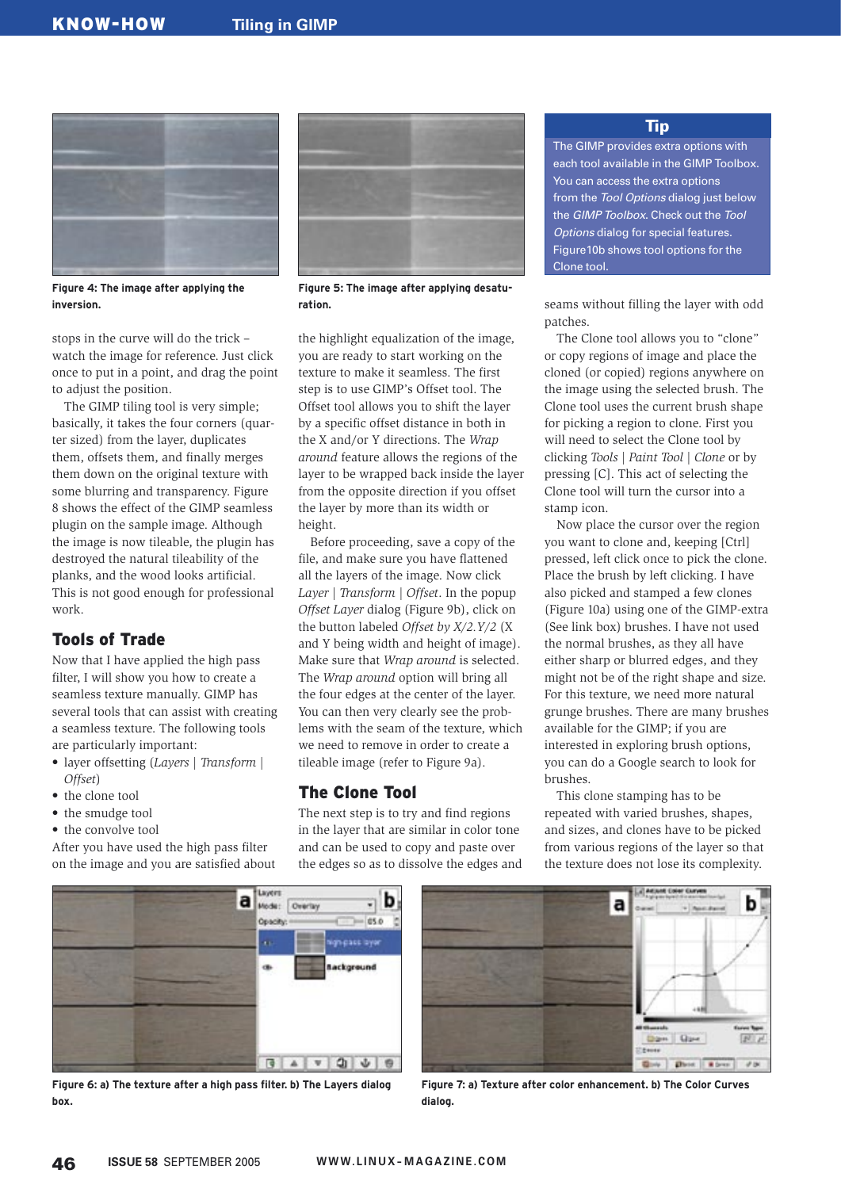Figure 4: The image after applying the inversion.

Figure 5: The image after applying desaturation.

stops in the curve will do the trick – watch the image for reference. Just click once to put in a point, and drag the point to adjust the position.

The GIMP tiling tool is very simple; basically, it takes the four corners (quarter sized) from the layer, duplicates them, offsets them, and finally merges them down on the original texture with some blurring and transparency. Figure 8 shows the effect of the GIMP seamless plugin on the sample image. Although the image is now tileable, the plugin has destroyed the natural tileability of the planks, and the wood looks artificial. This is not good enough for professional work.

## Tools of Trade

Now that I have applied the high pass filter, I will show you how to create a seamless texture manually. GIMP has several tools that can assist with creating a seamless texture. The following tools are particularly important:

- layer offsetting (*Layers* | *Transform* | *Offset*)
- the clone tool
- the smudge tool
- the convolve tool

After you have used the high pass filter on the image and you are satisfied about the highlight equalization of the image, you are ready to start working on the texture to make it seamless. The first step is to use GIMP's Offset tool. The Offset tool allows you to shift the layer by a specific offset distance in both in the X and/or Y directions. The *Wrap around* feature allows the regions of the layer to be wrapped back inside the layer from the opposite direction if you offset the layer by more than its width or height.

Before proceeding, save a copy of the file, and make sure you have flattened all the layers of the image. Now click *Layer* | *Transform* | *Offset*. In the popup *Offset Layer* dialog (Figure 9b), click on the button labeled *Offset by X/2.Y/2* (X and Y being width and height of image). Make sure that *Wrap around* is selected. The *Wrap around* option will bring all the four edges at the center of the layer. You can then very clearly see the problems with the seam of the texture, which we need to remove in order to create a tileable image (refer to Figure 9a).

## The Clone Tool

The next step is to try and find regions in the layer that are similar in color tone and can be used to copy and paste over the edges so as to dissolve the edges and seams without filling the layer with odd patches.

The Clone tool allows you to "clone" or copy regions of image and place the cloned (or copied) regions anywhere on the image using the selected brush. The Clone tool uses the current brush shape for picking a region to clone. First you will need to select the Clone tool by clicking *Tools* | *Paint Tool* | *Clone* or by pressing [C]. This act of selecting the Clone tool will turn the cursor into a stamp icon.

Now place the cursor over the region you want to clone and, keeping [Ctrl] pressed, left click once to pick the clone. Place the brush by left clicking. I have also picked and stamped a few clones (Figure 10a) using one of the GIMP-extra (See link box) brushes. I have not used the normal brushes, as they all have either sharp or blurred edges, and they might not be of the right shape and size. For this texture, we need more natural grunge brushes. There are many brushes available for the GIMP; if you are interested in exploring brush options, you can do a Google search to look for brushes.

This clone stamping has to be repeated with varied brushes, shapes, and sizes, and clones have to be picked from various regions of the layer so that the texture does not lose its complexity.

> **Tip**
>
> The GIMP provides extra options with each tool available in the GIMP Toolbox. You can access the extra options from the *Tool Options* dialog just below the *GIMP Toolbox*. Check out the *Tool Options* dialog for special features. Figure10b shows tool options for the Clone tool.

Figure 6: a) The texture after a high pass filter. b) The Layers dialog box.

Figure 7: a) Texture after color enhancement. b) The Color Curves dialog.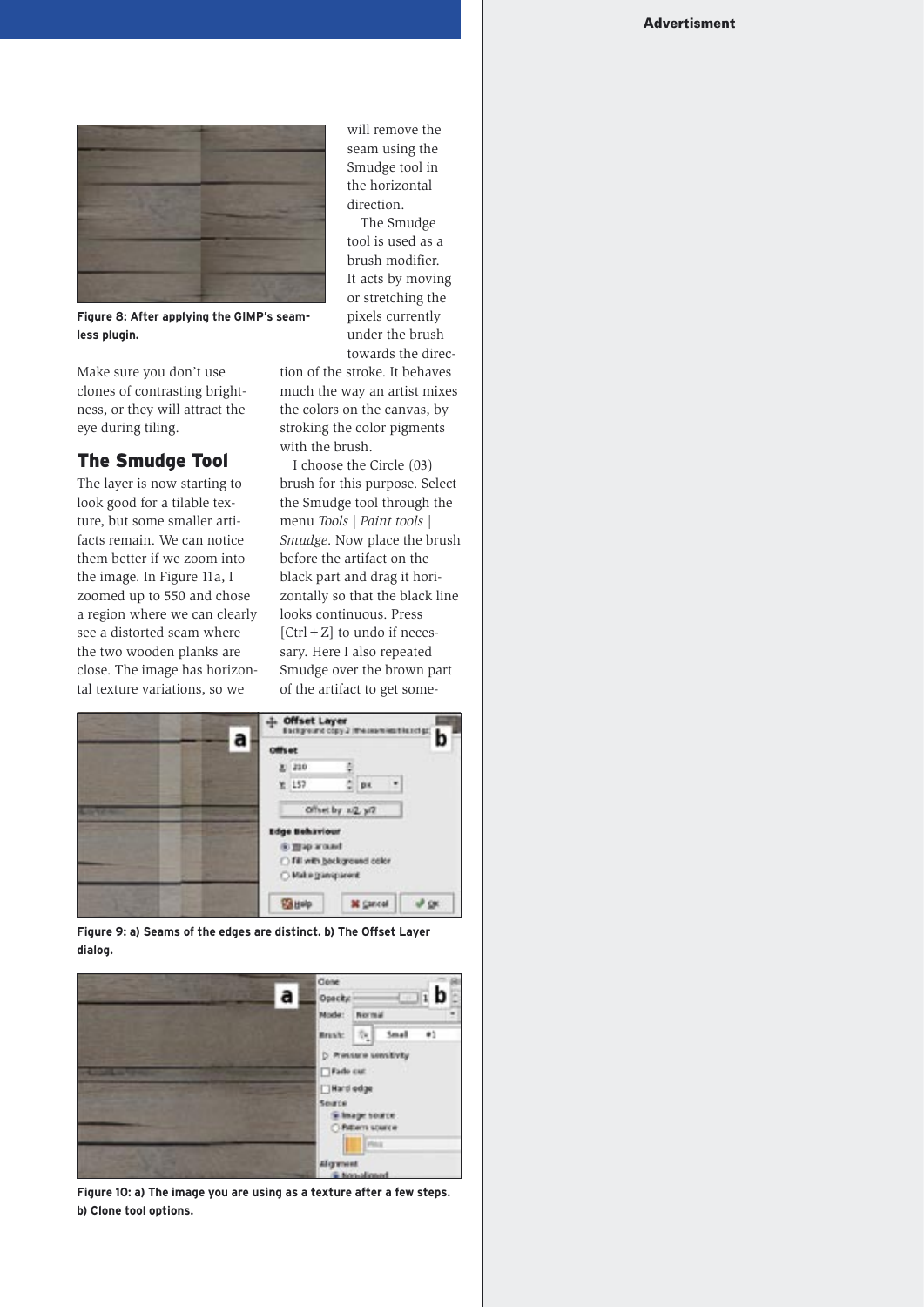Figure 8: After applying the GIMP's seamless plugin.

Make sure you don't use clones of contrasting brightness, or they will attract the eye during tiling.

## The Smudge Tool

The layer is now starting to look good for a tilable texture, but some smaller artifacts remain. We can notice them better if we zoom into the image. In Figure 11a, I zoomed up to 550 and chose a region where we can clearly see a distorted seam where the two wooden planks are close. The image has horizontal texture variations, so we will remove the seam using the Smudge tool in the horizontal direction.

The Smudge tool is used as a brush modifier. It acts by moving or stretching the pixels currently under the brush towards the direction of the stroke. It behaves much the way an artist mixes the colors on the canvas, by stroking the color pigments with the brush.

I choose the Circle (03) brush for this purpose. Select the Smudge tool through the menu *Tools* | *Paint tools* | *Smudge*. Now place the brush before the artifact on the black part and drag it horizontally so that the black line looks continuous. Press [Ctrl+Z] to undo if necessary. Here I also repeated Smudge over the brown part of the artifact to get some-

Figure 9: a) Seams of the edges are distinct. b) The Offset Layer dialog.

Figure 10: a) The image you are using as a texture after a few steps. b) Clone tool options.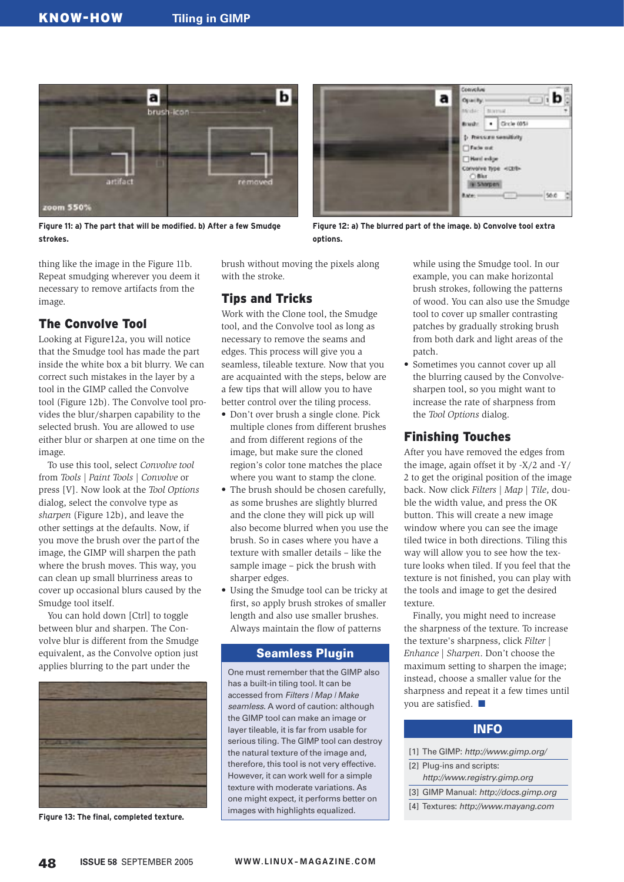Figure 11: a) The part that will be modified. b) After a few Smudge strokes.

Figure 12: a) The blurred part of the image. b) Convolve tool extra options.

thing like the image in the Figure 11b. Repeat smudging wherever you deem it necessary to remove artifacts from the image.

## The Convolve Tool

Looking at Figure12a, you will notice that the Smudge tool has made the part inside the white box a bit blurry. We can correct such mistakes in the layer by a tool in the GIMP called the Convolve tool (Figure 12b). The Convolve tool provides the blur/sharpen capability to the selected brush. You are allowed to use either blur or sharpen at one time on the image.

To use this tool, select *Convolve tool* from *Tools | Paint Tools | Convolve* or press [V]. Now look at the *Tool Options* dialog, select the convolve type as *sharpen* (Figure 12b), and leave the other settings at the defaults. Now, if you move the brush over the part of the image, the GIMP will sharpen the path where the brush moves. This way, you can clean up small blurriness areas to cover up occasional blurs caused by the Smudge tool itself.

You can hold down [Ctrl] to toggle between blur and sharpen. The Convolve blur is different from the Smudge equivalent, as the Convolve option just applies blurring to the part under the brush without moving the pixels along with the stroke.

Figure 13: The final, completed texture.

## Tips and Tricks

Work with the Clone tool, the Smudge tool, and the Convolve tool as long as necessary to remove the seams and edges. This process will give you a seamless, tileable texture. Now that you are acquainted with the steps, below are a few tips that will allow you to have better control over the tiling process.

- Don't over brush a single clone. Pick multiple clones from different brushes and from different regions of the image, but make sure the cloned region's color tone matches the place where you want to stamp the clone.
- The brush should be chosen carefully, as some brushes are slightly blurred and the clone they will pick up will also become blurred when you use the brush. So in cases where you have a texture with smaller details – like the sample image – pick the brush with sharper edges.
- Using the Smudge tool can be tricky at first, so apply brush strokes of smaller length and also use smaller brushes. Always maintain the flow of patterns while using the Smudge tool. In our example, you can make horizontal brush strokes, following the patterns of wood. You can also use the Smudge tool to cover up smaller contrasting patches by gradually stroking brush from both dark and light areas of the patch.
- Sometimes you cannot cover up all the blurring caused by the Convolve-sharpen tool, so you might want to increase the rate of sharpness from the *Tool Options* dialog.

### Seamless Plugin

One must remember that the GIMP also has a built-in tiling tool. It can be accessed from *Filters | Map | Make seamless*. A word of caution: although the GIMP tool can make an image or layer tileable, it is far from usable for serious tiling. The GIMP tool can destroy the natural texture of the image and, therefore, this tool is not very effective. However, it can work well for a simple texture with moderate variations. As one might expect, it performs better on images with highlights equalized.

## Finishing Touches

After you have removed the edges from the image, again offset it by -X/2 and -Y/2 to get the original position of the image back. Now click *Filters | Map | Tile*, double the width value, and press the OK button. This will create a new image window where you can see the image tiled twice in both directions. Tiling this way will allow you to see how the texture looks when tiled. If you feel that the texture is not finished, you can play with the tools and image to get the desired texture.

Finally, you might need to increase the sharpness of the texture. To increase the texture's sharpness, click *Filter | Enhance | Sharpen*. Don't choose the maximum setting to sharpen the image; instead, choose a smaller value for the sharpness and repeat it a few times until you are satisfied. ■

### INFO

[1] The GIMP: *http://www.gimp.org/*

[2] Plug-ins and scripts: *http://www.registry.gimp.org*

[3] GIMP Manual: *http://docs.gimp.org*

[4] Textures: *http://www.mayang.com*